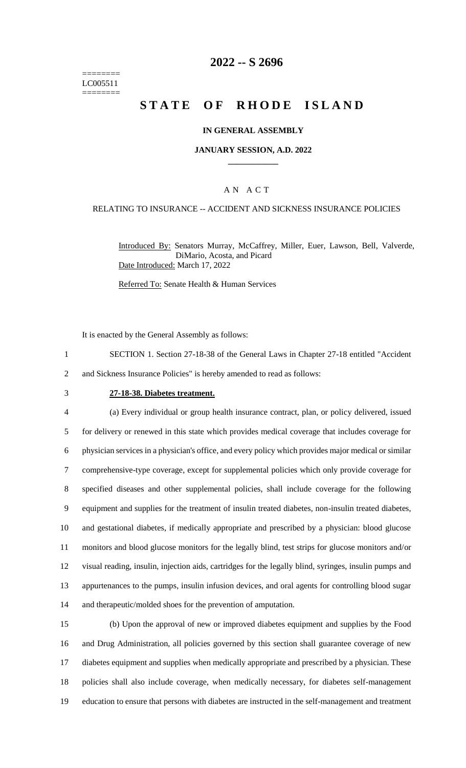======== 
LC005511 
========

# 2022 -- S 2696

# STATE OF RHODE ISLAND

**IN GENERAL ASSEMBLY**

**JANUARY SESSION, A.D. 2022**

A N A C T

RELATING TO INSURANCE -- ACCIDENT AND SICKNESS INSURANCE POLICIES

Introduced By: Senators Murray, McCaffrey, Miller, Euer, Lawson, Bell, Valverde, DiMario, Acosta, and Picard

Date Introduced: March 17, 2022

Referred To: Senate Health & Human Services

It is enacted by the General Assembly as follows:

SECTION 1. Section 27-18-38 of the General Laws in Chapter 27-18 entitled "Accident and Sickness Insurance Policies" is hereby amended to read as follows:

**27-18-38. Diabetes treatment.**

(a) Every individual or group health insurance contract, plan, or policy delivered, issued for delivery or renewed in this state which provides medical coverage that includes coverage for physician services in a physician's office, and every policy which provides major medical or similar comprehensive-type coverage, except for supplemental policies which only provide coverage for specified diseases and other supplemental policies, shall include coverage for the following equipment and supplies for the treatment of insulin treated diabetes, non-insulin treated diabetes, and gestational diabetes, if medically appropriate and prescribed by a physician: blood glucose monitors and blood glucose monitors for the legally blind, test strips for glucose monitors and/or visual reading, insulin, injection aids, cartridges for the legally blind, syringes, insulin pumps and appurtenances to the pumps, insulin infusion devices, and oral agents for controlling blood sugar and therapeutic/molded shoes for the prevention of amputation.

(b) Upon the approval of new or improved diabetes equipment and supplies by the Food and Drug Administration, all policies governed by this section shall guarantee coverage of new diabetes equipment and supplies when medically appropriate and prescribed by a physician. These policies shall also include coverage, when medically necessary, for diabetes self-management education to ensure that persons with diabetes are instructed in the self-management and treatment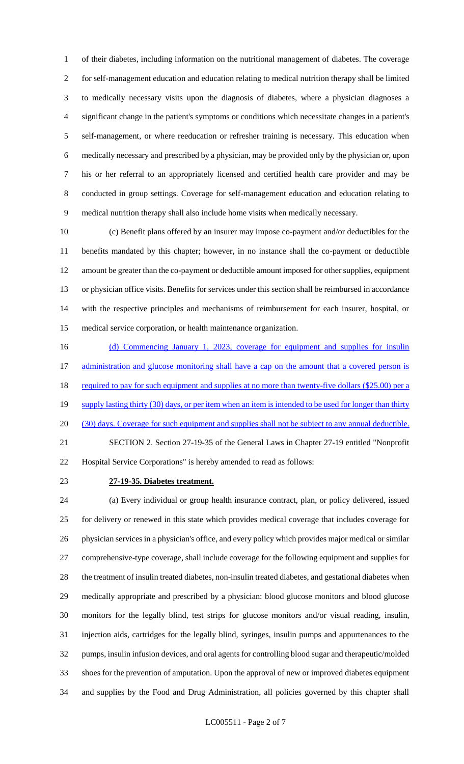of their diabetes, including information on the nutritional management of diabetes. The coverage for self-management education and education relating to medical nutrition therapy shall be limited to medically necessary visits upon the diagnosis of diabetes, where a physician diagnoses a significant change in the patient's symptoms or conditions which necessitate changes in a patient's self-management, or where reeducation or refresher training is necessary. This education when medically necessary and prescribed by a physician, may be provided only by the physician or, upon his or her referral to an appropriately licensed and certified health care provider and may be conducted in group settings. Coverage for self-management education and education relating to medical nutrition therapy shall also include home visits when medically necessary.

(c) Benefit plans offered by an insurer may impose co-payment and/or deductibles for the benefits mandated by this chapter; however, in no instance shall the co-payment or deductible amount be greater than the co-payment or deductible amount imposed for other supplies, equipment or physician office visits. Benefits for services under this section shall be reimbursed in accordance with the respective principles and mechanisms of reimbursement for each insurer, hospital, or medical service corporation, or health maintenance organization.

<u>(d) Commencing January 1, 2023, coverage for equipment and supplies for insulin administration and glucose monitoring shall have a cap on the amount that a covered person is required to pay for such equipment and supplies at no more than twenty-five dollars ($25.00) per a supply lasting thirty (30) days, or per item when an item is intended to be used for longer than thirty (30) days. Coverage for such equipment and supplies shall not be subject to any annual deductible.</u>

SECTION 2. Section 27-19-35 of the General Laws in Chapter 27-19 entitled "Nonprofit Hospital Service Corporations" is hereby amended to read as follows:

**27-19-35. Diabetes treatment.**

(a) Every individual or group health insurance contract, plan, or policy delivered, issued for delivery or renewed in this state which provides medical coverage that includes coverage for physician services in a physician's office, and every policy which provides major medical or similar comprehensive-type coverage, shall include coverage for the following equipment and supplies for the treatment of insulin treated diabetes, non-insulin treated diabetes, and gestational diabetes when medically appropriate and prescribed by a physician: blood glucose monitors and blood glucose monitors for the legally blind, test strips for glucose monitors and/or visual reading, insulin, injection aids, cartridges for the legally blind, syringes, insulin pumps and appurtenances to the pumps, insulin infusion devices, and oral agents for controlling blood sugar and therapeutic/molded shoes for the prevention of amputation. Upon the approval of new or improved diabetes equipment and supplies by the Food and Drug Administration, all policies governed by this chapter shall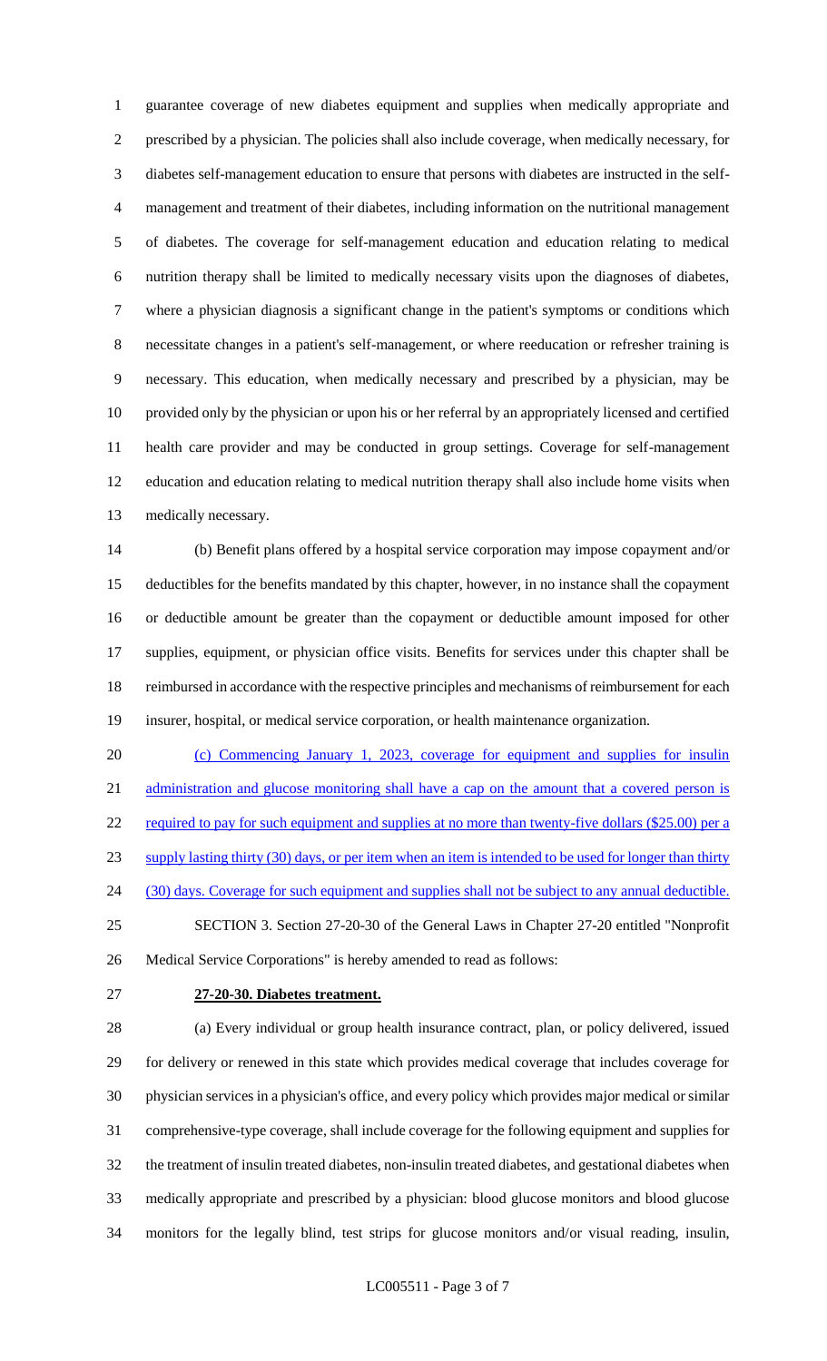guarantee coverage of new diabetes equipment and supplies when medically appropriate and prescribed by a physician. The policies shall also include coverage, when medically necessary, for diabetes self-management education to ensure that persons with diabetes are instructed in the self-management and treatment of their diabetes, including information on the nutritional management of diabetes. The coverage for self-management education and education relating to medical nutrition therapy shall be limited to medically necessary visits upon the diagnoses of diabetes, where a physician diagnosis a significant change in the patient's symptoms or conditions which necessitate changes in a patient's self-management, or where reeducation or refresher training is necessary. This education, when medically necessary and prescribed by a physician, may be provided only by the physician or upon his or her referral by an appropriately licensed and certified health care provider and may be conducted in group settings. Coverage for self-management education and education relating to medical nutrition therapy shall also include home visits when medically necessary.

(b) Benefit plans offered by a hospital service corporation may impose copayment and/or deductibles for the benefits mandated by this chapter, however, in no instance shall the copayment or deductible amount be greater than the copayment or deductible amount imposed for other supplies, equipment, or physician office visits. Benefits for services under this chapter shall be reimbursed in accordance with the respective principles and mechanisms of reimbursement for each insurer, hospital, or medical service corporation, or health maintenance organization.

<u>(c) Commencing January 1, 2023, coverage for equipment and supplies for insulin administration and glucose monitoring shall have a cap on the amount that a covered person is required to pay for such equipment and supplies at no more than twenty-five dollars ($25.00) per a supply lasting thirty (30) days, or per item when an item is intended to be used for longer than thirty (30) days. Coverage for such equipment and supplies shall not be subject to any annual deductible.</u>

SECTION 3. Section 27-20-30 of the General Laws in Chapter 27-20 entitled "Nonprofit Medical Service Corporations" is hereby amended to read as follows:

**27-20-30. Diabetes treatment.**

(a) Every individual or group health insurance contract, plan, or policy delivered, issued for delivery or renewed in this state which provides medical coverage that includes coverage for physician services in a physician's office, and every policy which provides major medical or similar comprehensive-type coverage, shall include coverage for the following equipment and supplies for the treatment of insulin treated diabetes, non-insulin treated diabetes, and gestational diabetes when medically appropriate and prescribed by a physician: blood glucose monitors and blood glucose monitors for the legally blind, test strips for glucose monitors and/or visual reading, insulin,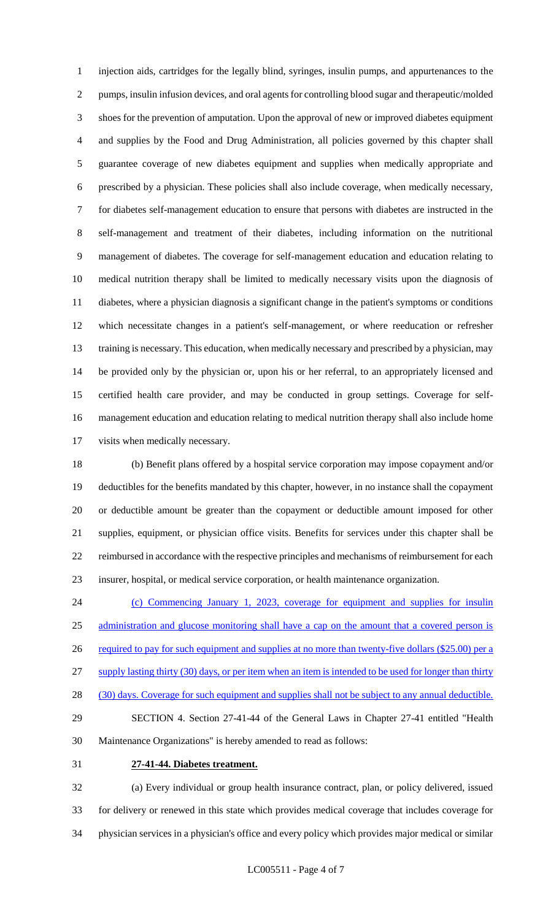injection aids, cartridges for the legally blind, syringes, insulin pumps, and appurtenances to the pumps, insulin infusion devices, and oral agents for controlling blood sugar and therapeutic/molded shoes for the prevention of amputation. Upon the approval of new or improved diabetes equipment and supplies by the Food and Drug Administration, all policies governed by this chapter shall guarantee coverage of new diabetes equipment and supplies when medically appropriate and prescribed by a physician. These policies shall also include coverage, when medically necessary, for diabetes self-management education to ensure that persons with diabetes are instructed in the self-management and treatment of their diabetes, including information on the nutritional management of diabetes. The coverage for self-management education and education relating to medical nutrition therapy shall be limited to medically necessary visits upon the diagnosis of diabetes, where a physician diagnosis a significant change in the patient's symptoms or conditions which necessitate changes in a patient's self-management, or where reeducation or refresher training is necessary. This education, when medically necessary and prescribed by a physician, may be provided only by the physician or, upon his or her referral, to an appropriately licensed and certified health care provider, and may be conducted in group settings. Coverage for self-management education and education relating to medical nutrition therapy shall also include home visits when medically necessary.

(b) Benefit plans offered by a hospital service corporation may impose copayment and/or deductibles for the benefits mandated by this chapter, however, in no instance shall the copayment or deductible amount be greater than the copayment or deductible amount imposed for other supplies, equipment, or physician office visits. Benefits for services under this chapter shall be reimbursed in accordance with the respective principles and mechanisms of reimbursement for each insurer, hospital, or medical service corporation, or health maintenance organization.

(c) Commencing January 1, 2023, coverage for equipment and supplies for insulin administration and glucose monitoring shall have a cap on the amount that a covered person is required to pay for such equipment and supplies at no more than twenty-five dollars ($25.00) per a supply lasting thirty (30) days, or per item when an item is intended to be used for longer than thirty (30) days. Coverage for such equipment and supplies shall not be subject to any annual deductible.

SECTION 4. Section 27-41-44 of the General Laws in Chapter 27-41 entitled "Health Maintenance Organizations" is hereby amended to read as follows:

**27-41-44. Diabetes treatment.**

(a) Every individual or group health insurance contract, plan, or policy delivered, issued for delivery or renewed in this state which provides medical coverage that includes coverage for physician services in a physician's office and every policy which provides major medical or similar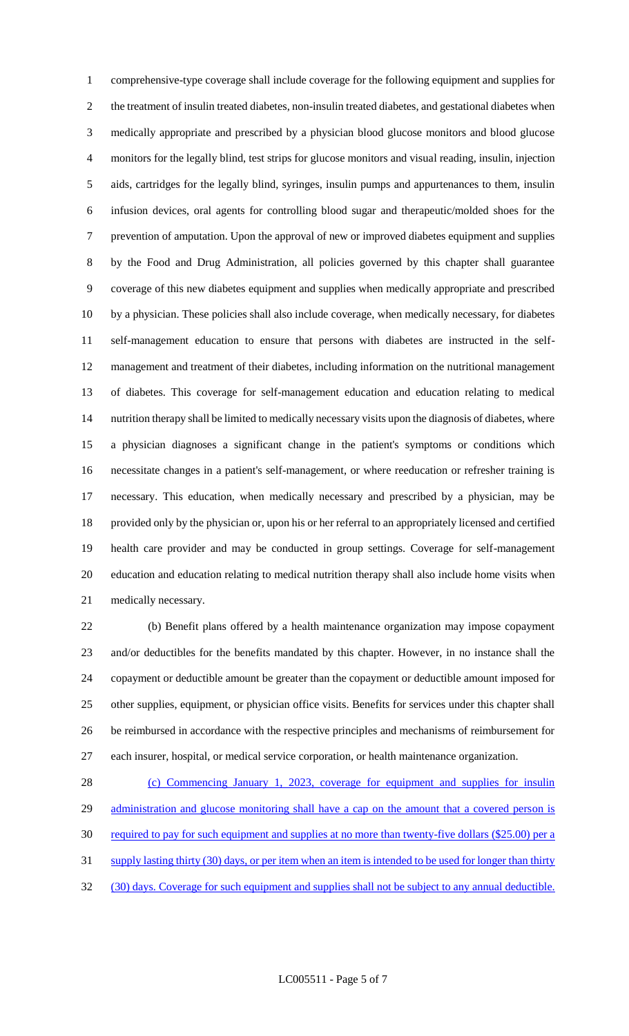comprehensive-type coverage shall include coverage for the following equipment and supplies for the treatment of insulin treated diabetes, non-insulin treated diabetes, and gestational diabetes when medically appropriate and prescribed by a physician blood glucose monitors and blood glucose monitors for the legally blind, test strips for glucose monitors and visual reading, insulin, injection aids, cartridges for the legally blind, syringes, insulin pumps and appurtenances to them, insulin infusion devices, oral agents for controlling blood sugar and therapeutic/molded shoes for the prevention of amputation. Upon the approval of new or improved diabetes equipment and supplies by the Food and Drug Administration, all policies governed by this chapter shall guarantee coverage of this new diabetes equipment and supplies when medically appropriate and prescribed by a physician. These policies shall also include coverage, when medically necessary, for diabetes self-management education to ensure that persons with diabetes are instructed in the self-management and treatment of their diabetes, including information on the nutritional management of diabetes. This coverage for self-management education and education relating to medical nutrition therapy shall be limited to medically necessary visits upon the diagnosis of diabetes, where a physician diagnoses a significant change in the patient's symptoms or conditions which necessitate changes in a patient's self-management, or where reeducation or refresher training is necessary. This education, when medically necessary and prescribed by a physician, may be provided only by the physician or, upon his or her referral to an appropriately licensed and certified health care provider and may be conducted in group settings. Coverage for self-management education and education relating to medical nutrition therapy shall also include home visits when medically necessary.

(b) Benefit plans offered by a health maintenance organization may impose copayment and/or deductibles for the benefits mandated by this chapter. However, in no instance shall the copayment or deductible amount be greater than the copayment or deductible amount imposed for other supplies, equipment, or physician office visits. Benefits for services under this chapter shall be reimbursed in accordance with the respective principles and mechanisms of reimbursement for each insurer, hospital, or medical service corporation, or health maintenance organization.

(c) Commencing January 1, 2023, coverage for equipment and supplies for insulin administration and glucose monitoring shall have a cap on the amount that a covered person is required to pay for such equipment and supplies at no more than twenty-five dollars ($25.00) per a supply lasting thirty (30) days, or per item when an item is intended to be used for longer than thirty (30) days. Coverage for such equipment and supplies shall not be subject to any annual deductible.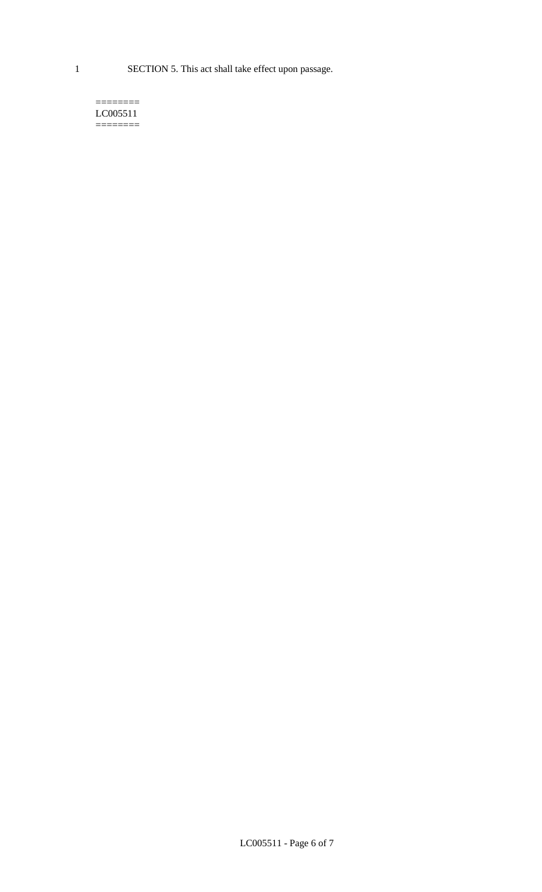SECTION 5. This act shall take effect upon passage.

========
LC005511
========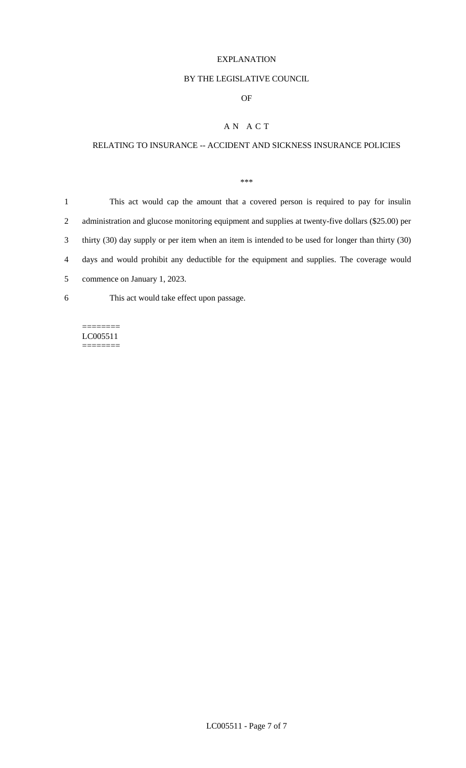EXPLANATION

BY THE LEGISLATIVE COUNCIL

OF

A N A C T

RELATING TO INSURANCE -- ACCIDENT AND SICKNESS INSURANCE POLICIES

\*\*\*

This act would cap the amount that a covered person is required to pay for insulin administration and glucose monitoring equipment and supplies at twenty-five dollars ($25.00) per thirty (30) day supply or per item when an item is intended to be used for longer than thirty (30) days and would prohibit any deductible for the equipment and supplies. The coverage would commence on January 1, 2023.

This act would take effect upon passage.

========
LC005511
========